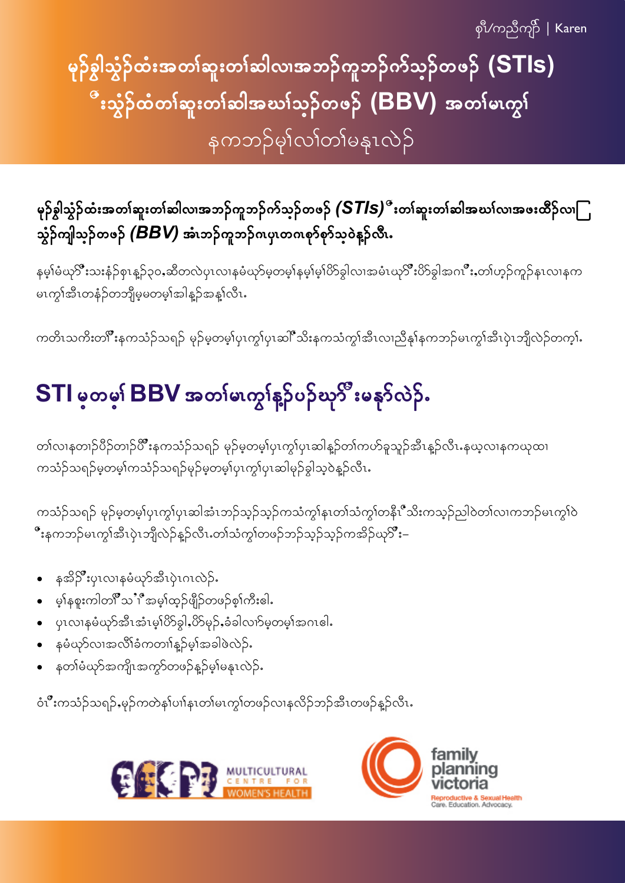စှီ/ကညီကျိာ် | Karen

# မုာ်ခွါသွံၣ်ထံးအတၢ်ဆူးတၢ်ဆါလၢအဘၣ်ကူဘၣ်ဂၢ်သ့ၣ်တဖၣ် (STIs) ဒီးသွံၣ်ထံတၢ်ဆူးတၢ်ဆါအဃၢ်သ့ၣ်တဖၣ် (BBV) အတၢ်မၤကွၢ်

နကဘၣ်မ့ၢ်လၢ်တၢ်မနုၤလဲၣ်

### မုာ်ခွါသွံၣ်ထံးအတၢ်ဆူးတၢ်ဆါလၢအဘၣ်ကူဘၣ်ဂၢ်သ့ၣ်တဖၣ် *(STIs)* ဒီးတၢ်ဆူးတၢ်ဆါအဃၢ်လၢအဖးထီၣ်လၢ သွံၣ်ကျါသ့ၣ်တဖၣ် *(BBV)* အံၤဘၣ်ကူဘၣ်ဂၤပှၤတဂၤစုာ်စုာ်သ့ဝဲန့ၣ်လီၤ.

နမ့ၢ်မံဃှာ်ဒီးသးနံၣ်စှၤန့ၣ်၃၀,ဆီတလဲပှၤလၢနမံဃှာ်မ့တမ့ၢ်နမ့ၢ်မ့ၢ်ပိာ်ခွါလၢအမံၤဃှာ်ဒီးပိာ်ခွါအဂၢ်ဒီး,တၢ်ဟ့ၣ်ကူၣ်နၤလၢနက မၤကွၢ်အီၤတနံၣ်တဘျီမ့မတမ့ၢ်အါန့ၣ်အန့ၢ်လီၤ.

ကတိၤသကိးတၢ်ဒီးနကသံၣ်သရၣ် မှၣ်မ့တမ့ၢ်ပှၤကွၢ်ပှၤဆါဒီးသိးနကသံကွၢ်အီၤလၢညီနၢ်နကဘၣ်မၤကွၢ်အီၤပှဲၤဘျီလဲၣ်တက့ၢ်.

## STI မ့တမ့ၢ် BBV အတၢ်မၤကွၢ်န့ၣ်ပၣ်ဃုာ်ဒီးမနုာ်လဲၣ်.

တၢ်လၢနတၢၣ်ပီၣ်တၢၣ်ဝီၢ်ဒီးနကသံၣ်သရၣ် မှၣ်မ့တမ့ၢ်ပှၤကွၢ်ပှၤဆါန့ၣ်တၢ်ကဟ်ခူသူၣ်အီၤန့ၣ်လီၤ.နဃ့လၢနကဃုထၢ ကသံၣ်သရၣ်မ့တမ့ၢ်ကသံၣ်သရၣ်မုၣ်မ့တမ့ၢ်ပှၤကွၢ်ပှၤဆါမုၣ်ခွါသ့ဝဲန့ၣ်လီၤ.

ကသံၣ်သရၣ် မှၣ်မ့တမ့ၢ်ပှၤကွၢ်ပှၤဆါအံၤဘၣ်သ့ၣ်သ့ၣ်ကသံကွၢ်နၤတၢ်သံကွၢ်တနီၤဒီးသိးကသ့ၣ်ညါဝဲတၢ်လၢကဘၣ်မၤကွၢ်ဝဲ ဒီးနကဘၣ်မၤကွၢ်အီၤပှဲၤဘျီလဲၣ်န့ၣ်လီၤ.တၢ်သံကွၢ်တဖၣ်ဘၣ်သ့ၣ်သ့ၣ်ကအိၣ်ဃှာ်ဒီး–

- နအိၣ်ဒီးပှၤလၢနမံဃှာ်အီၤပှဲၤဂၤလဲၣ်.
- မ့ၢ်နစူးကါတၢ်သ႑ီအမ့ၢ်ထ့ၣ်ဖျိၣ်တဖၣ်စ့ၢ်ကီးဓါ.
- ပှၤလၢနမံဃှာ်အီၤအံၤမ့ၢ်ပိာ်ခွါ,ပိာ်မုၣ်,ခံခါလၢာ်မ့တမ့ၢ်အဂၤဓါ.
- နမံဃှာ်လၢအလိၢ်ခံကတၢၢ်န့ၣ်မ့ၢ်အခါဖဲလဲၣ်.
- နတၢ်မံဃှာ်အကျိၤအကွာ်တဖၣ်န့ၣ်မ့ၢ်မနုၤလဲၣ်.

ဝံၤဒီးကသံၣ်သရၣ်,မုၣ်ကတဲနၢ်ပၢၢ်နၤတၢ်မၤကွၢ်တဖၣ်လၢနလိၣ်ဘၣ်အီၤတဖၣ်န့ၣ်လီၤ.

MULTICULTURAL CENTRE FOR WOMEN'S HEALTH

family planning victoria
Reproductive & Sexual Health
Care. Education. Advocacy.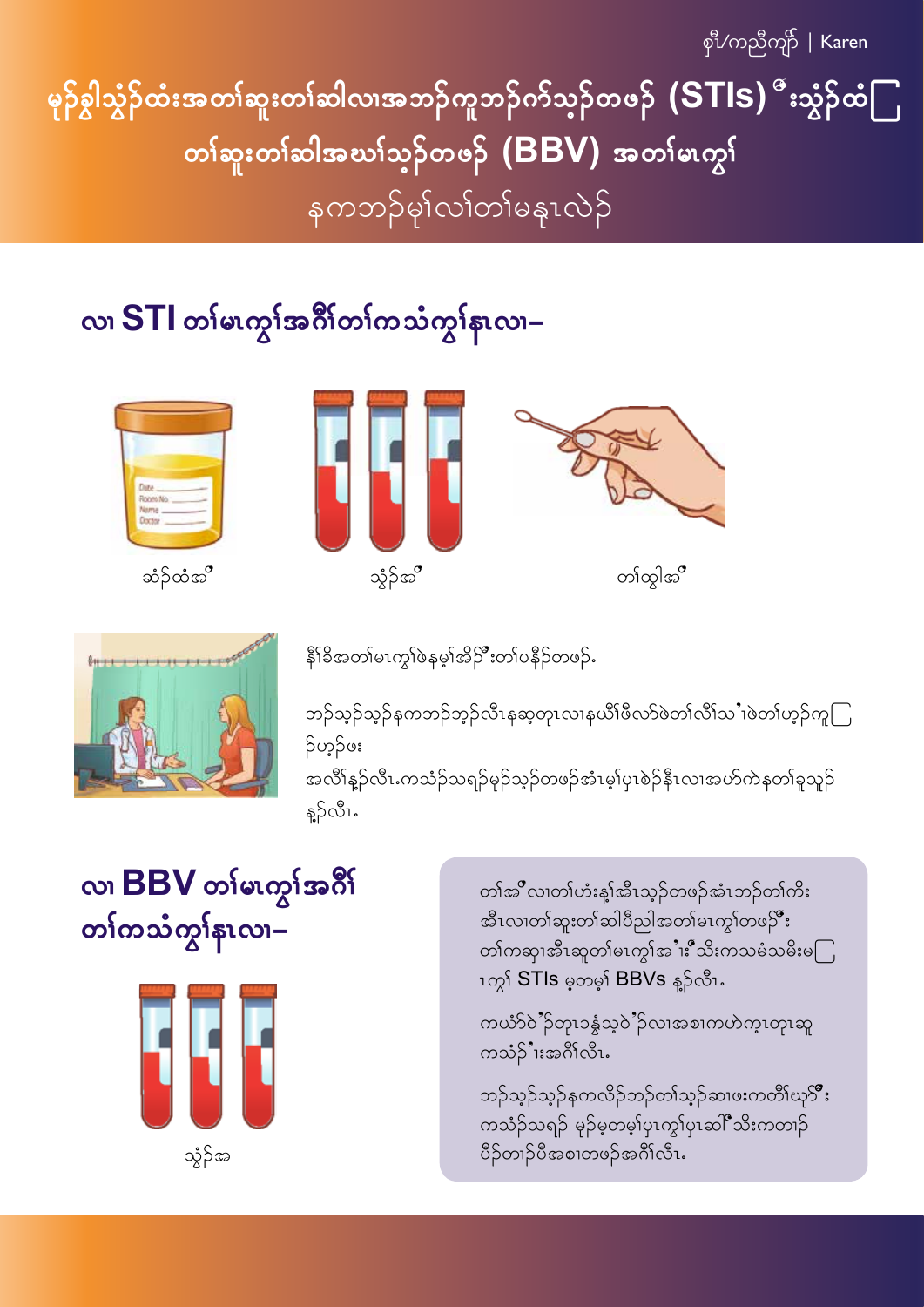စှီ/ကညီကျိာ် | Karen

# မုဂ်ခွါသွံဉ်ထံးအတၢ်ဆူးတၢ်ဆါလၢအဘဉ်ကူဘဉ်ဂၢ်သ့ဉ်တဖဉ် (STIs) ဒီးသွံဉ်ထံ တၢ်ဆူးတၢ်ဆါအဃၢ်သ့ဉ်တဖဉ် (BBV) အတၢ်မၤကွၢ်

နကဘဉ်မ့ၢ်လၢ်တၢ်မနုၤလဲဉ်

## လၢ STI တၢ်မၤကွၢ်အဂီၢ်တၢ်ကသံကွၢ်နၤလၢ–

ဆံဉ်ထံအီ

သွံဉ်အီ

တၢ်ထွါအီ

နီၢ်ခိအတၢ်မၤကွၢ်ဖဲနမ့ၢ်အိဉ်ဒီးတၢ်ပနီဉ်တဖဉ်.

ဘဉ်သ့ဉ်သ့ဉ်နကဘဉ်ဘှဉ်လီၤနဆ့တ့ၤလၢနယီၢ်ဖီလာ်ဖဲတၢ်လီၢ်သဲ့ဖဲတၢ်ဟ့ဉ်ကူဉ်ဟ့ဉ်ဖး

အလီၢ်နဉ်လီၤ.ကသံဉ်သရဉ်မုဉ်သ့ဉ်တဖဉ်အံၤမ့ၢ်ပုၤစဲဉ်နီၤလၢအဟ်ကဲနတၢ်ခူသူဉ်နဉ်လီၤ.

## လၢ BBV တၢ်မၤကွၢ်အဂီၢ် တၢ်ကသံကွၢ်နၤလၢ–

သွံဉ်အ

တၢ်အီလၢတၢ်ဟံးန့ၢ်အီၤသ့ဉ်တဖဉ်အံၤဘဉ်တၢ်ကီး အီၤလၢတၢ်ဆူးတၢ်ဆါပီညါအတၢ်မၤကွၢ်တဖဉ်ဒီး တၢ်ကဆှၢအီၤဆူတၢ်မၤကွၢ်အဲၢ်းဒီးသိးကသမံသမိးမၤကွၢ် STIs မ့တမ့ၢ် BBVs နဉ်လီၤ.

ကယ်ာ်ဝဲဉ်တ့ၤဝန့ံသ့ဝဲဉ်လၢအစၢကဟဲကဒုၤတ့ၤဆူကသံဉ်ၢ်းအဂီၢ်လီၤ.

ဘဉ်သ့ဉ်သ့ဉ်နကလိဉ်ဘဉ်တၢ်သ့ဉ်ဆၢဖးကတိၢ်ဃှာ်ဒီး ကသံဉ်သရဉ် မုဉ်မ့တမ့ၢ်ပုၤကွၢ်ပုၤဆါဒီးသိးကတဲဉ်ပိဉ်တဲဉ်ပီအစၢတဖဉ်အဂီၢ်လီၤ.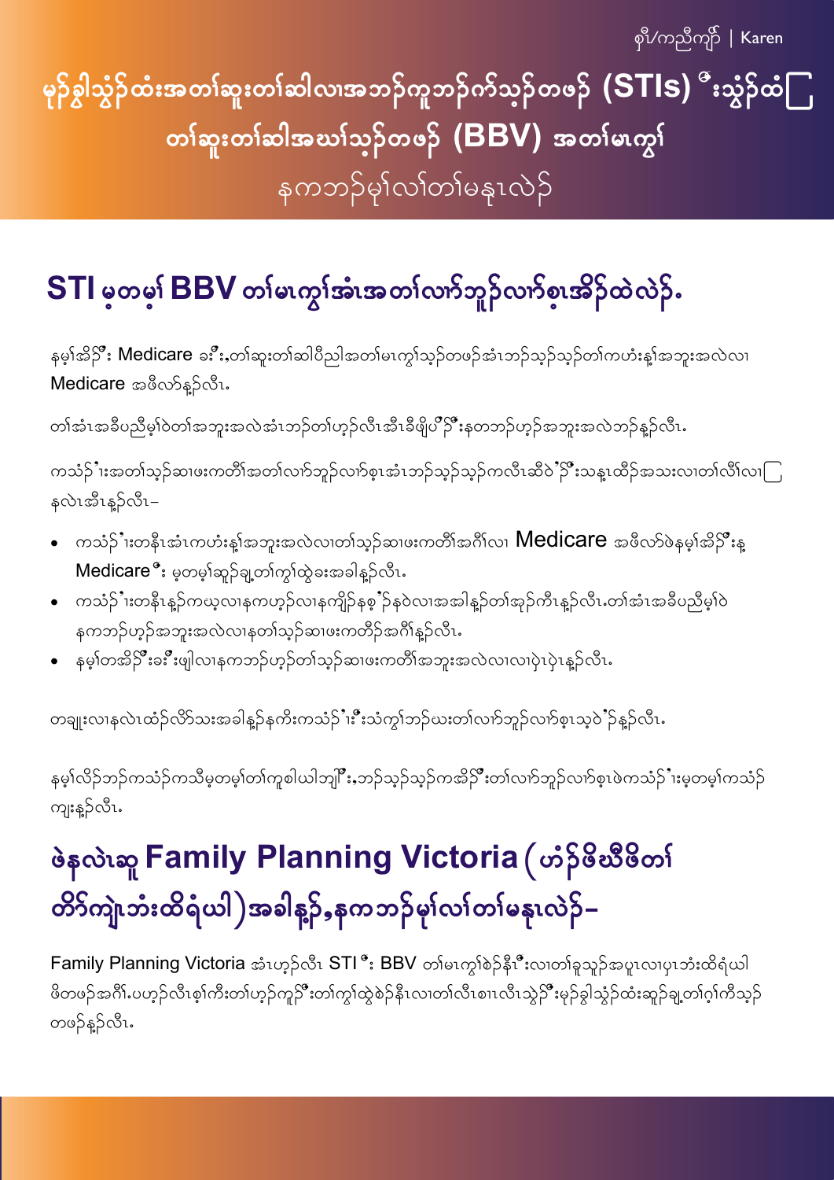စှီ/ကညီကျိာ် | Karen

# မုာ်ခွါသွံ့ာ်ထံးအတၢ်ဆူးတၢ်ဆါလၢအဘၣ်ကူဘၣ်ဂၢ်သ့ၣ်တဖၣ် (STIs) ဒီးသွံၣ်ထံ တၢ်ဆူးတၢ်ဆါအဃၢ်သ့ၣ်တဖၣ် (BBV) အတၢ်မၤကွၢ်

နကဘၣ်မ့ၢ်လၢ်တၢ်မနုၤလဲၣ်

## STI မ့တမ့ၢ် BBV တၢ်မၤကွၢ်အံၤအတၢ်လၢာ်ဘူၣ်လၢာ်စ့ၤအိၣ်ထဲလဲၣ်.

နမ့ၢ်အိၣ်ဒီး Medicare ခး်,တၢ်ဆူးတၢ်ဆါပီညါအတၢ်မၤကွၢ်သ့ၣ်တဖၣ်အံၤဘၣ်သ့ၣ်သ့ၣ်တၢ်ကဟံးန့ၢ်အဘူးအလဲလၢ Medicare အဖီလာ်န့ၣ်လီၤ.

တၢ်အံၤအခီပညီမ့ၢ်ဝဲတၢ်အဘူးအလဲအံၤဘၣ်တၢ်ဟ့ၣ်လီၤအီၤခီဖျိပ်ဒ်ဒီးနတဘၣ်ဟ့ၣ်အဘူးအလဲဘၣ်န့ၣ်လီၤ.

ကသံၣ်ါးအတၢ်သ့ၣ်ဆၢဖးကတီၢ်အတၢ်လၢာ်ဘူၣ်လၢာ်စ့ၤအံၤဘၣ်သ့ၣ်သ့ၣ်ကလီၤဆီဝဲဒ်ဒီးသန့ၤထိၣ်အသးလၢတၢ်လီၢ်လၢ နလဲၤအီၤန့ၣ်လီၤ–

- ကသံၣ်ါးတနီၤအံၤကဟံးန့ၢ်အဘူးအလဲလၢတၢ်သ့ၣ်ဆၢဖးကတီၢ်အဂီၢ်လၢ Medicare အဖီလာ်ဖဲနမ့ၢ်အိၣ်ဒီးန့ Medicare ဒီး မ့တမ့ၢ်ဆူၣ်ချ့တၢ်ကွၢ်ထွဲခးအခါန့ၣ်လီၤ.
- ကသံၣ်ါးတနီၤန့ၣ်ကဃ့လၢနကဟ့ၣ်လၢနကျိၣ်နစ့ၢ်ၣ်နဝဲလၢအအါန့ၣ်တၢ်အှၣ်ကီၤန့ၣ်လီၤ.တၢ်အံၤအခီပညီမ့ၢ်ဝဲ နကဘၣ်ဟ့ၣ်အဘူးအလဲလၢနတၢ်သ့ၣ်ဆၢဖးကတီၢ်အဂီၢ်န့ၣ်လီၤ.
- နမ့ၢ်တအိၣ်ဒီးခး်ဖျါလၢနကဘၣ်ဟ့ၣ်တၢ်သ့ၣ်ဆၢဖးကတီၢ်အဘူးအလဲလၢလၢပှဲၤပှဲၤန့ၣ်လီၤ.

တချုးလၢနလဲၤထံၣ်လိာ်သးအခါန့ၣ်နကီးကသံၣ်ါးဒီးသံကွၢ်ဘၣ်ဃးတၢ်လၢာ်ဘူၣ်လၢာ်စ့ၤသ့ဝဲဒ်န့ၣ်လီၤ.

နမ့ၢ်လိၣ်ဘၣ်ကသံၣ်ကသီမ့တမ့ၢ်တၢ်ကူစါယါဘျါဒီး,ဘၣ်သ့ၣ်သ့ၣ်ကအိၣ်ဒီးတၢ်လၢာ်ဘူၣ်လၢာ်စ့ၤဖဲကသံၣ်ါးမ့တမ့ၢ်ကသံၣ် ကျးန့ၣ်လီၤ.

## ဖဲနလဲၤဆူ Family Planning Victoria (ဟံၣ်ဖိဃီဖိတၢ် တိာ်ကျဲၤဘံးထိရံယါ)အခါန့ၣ်,နကဘၣ်မ့ၢ်လၢ်တၢ်မနုၤလဲၣ်–

Family Planning Victoria အံၤဟ့ၣ်လီၤ STI ဒီး BBV တၢ်မၤကွၢ်စဲၣ်နီၤဒီးလၢတၢ်ခူသူၣ်အပူၤလၢပၢၤဘံးထိရံယါ ဖိတဖၣ်အဂီၢ်.ပဟ့ၣ်လီၤစ့ၢ်ကီးတၢ်ဟ့ၣ်ကူၣ်ဒီးတၢ်ကွၢ်ထွဲစဲၣ်နီၤလၢတၢ်လီၤစၢၤလီၤသွဲၣ်ဒီးမုာ်ခွါသွံ့ာ်ထံးဆူၣ်ချ့တၢ်ဂ့ၢ်ကီသ့ၣ် တဖၣ်န့ၣ်လီၤ.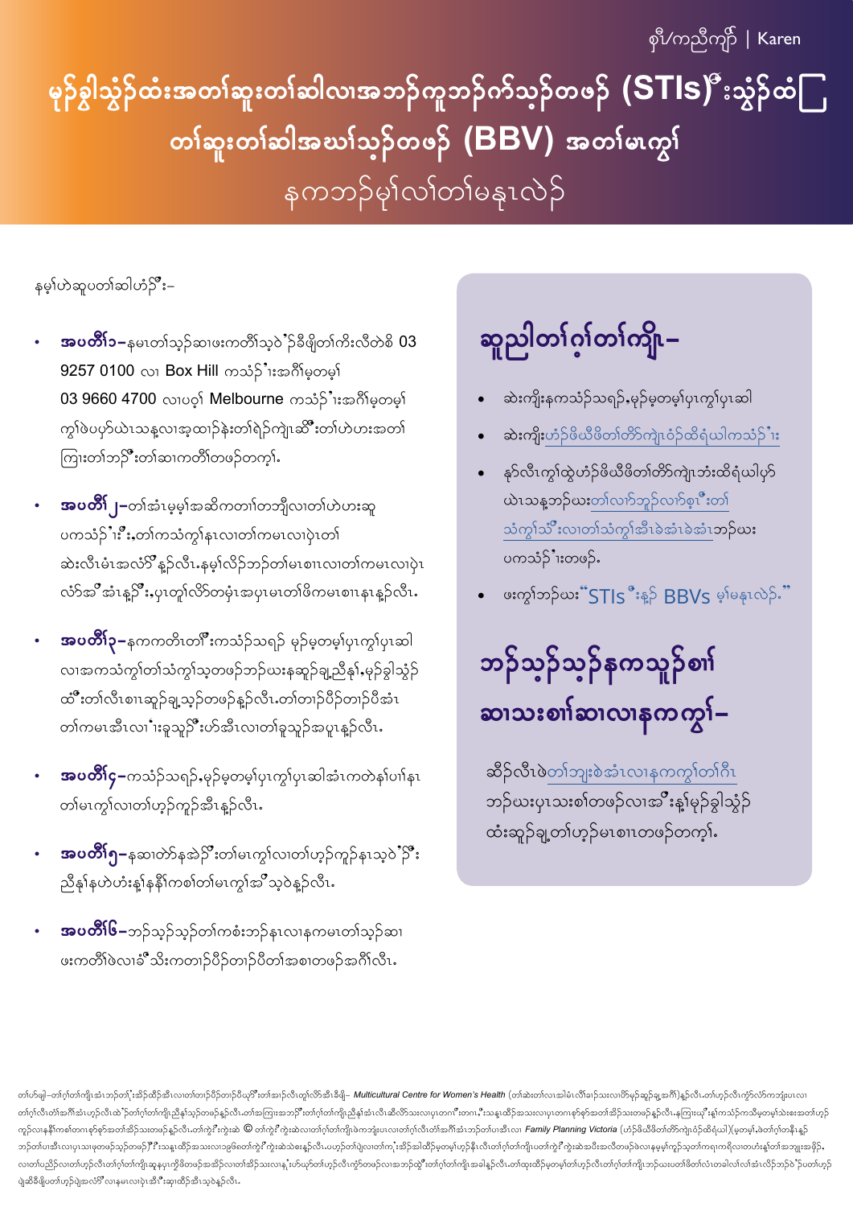စှီ/ကညီကျိာ် | Karen

# မ့ၣ်ခွါသွံၣ်ထံးအတၢ်ဆူးတၢ်ဆါလၢအဘၣ်ကူဘၣ်က်သ့ၣ်တဖၣ် (STIs) ဒီးသွံၣ်ထံၣ်တၢ်ဆူးတၢ်ဆါအဃၢ်သ့ၣ်တဖၣ် (BBV) အတၢ်မၤကွၢ်

## နကဘၣ်မ့ၢ်လၢ်တၢ်မနုၤလဲၣ်

နမ့ၢ်ဟဲဆူပတၢ်ဆါဟံၣ်ဒီး–

- **အပတိၢ်၁–** နမၤတၢ်သ့ၣ်ဆၢဖးကတီၢ်သ့ဝဲ ဒ်ၣ်ခီဖျိတၢ်ကိးလီတဲစိ 03 9257 0100 လၢ Box Hill ကသံၣ်ဒၢးအဂီၢ်မ့တမ့ၢ် 03 9660 4700 လၢပဝ့ၢ် Melbourne ကသံၣ်ဒၢးအဂီၢ်မ့တမ့ၢ် ကွၢ်ဖဲပပှာ်ယဲၤသန့လၢအ့ထၢၣ်နဲးတၢ်ရဲၣ်ကျဲၤဆီၣ်းတၢ်ဟဲဟးအတၢ်ကြၢးတၢ်ဘၣ်ဒီးတၢ်ဆၢကတီၢ်တဖၣ်တက့ၢ်.
- **အပတိၢ်၂–** တၢ်အံၤမ့မ့ၢ်အဆိကတၢၢ်တဘျီလၢတၢ်ဟဲဟးဆူပကသံၣ်ဒၢးဒီး,တၢ်ကသံကွၢ်နၤလၢတၢ်ကမၤလၢပှဲၤတၢ်ဆဲးလီၤမံၤအလံာ်ဒီးနၣ်လီၤ.နမ့ၢ်လိၣ်ဘၣ်တၢ်မၤစၢၤလၢတၢ်ကမၤလၢပှဲၤလံာ်အဲၣ်အံၤန့ၣ်ဒီး,ပှၤတူၢ်လိာ်တမံၤအပှၤမၤတၢ်ဖိကမၤစၢၤနၤန့ၣ်လီၤ.
- **အပတိၢ်၃–** နကကတိၤတၢ်ဒီးကသံၣ်သရၣ် မ့ၣ်မ့တမ့ၢ်ပှၤကွၢ်ပှၤဆါလၢအကသံကွၢ်တၢ်သံကွၢ်သ့တဖၣ်ဘၣ်ဃးနဆူၣ်ချ့ညီနၢ်,မ့ၣ်ခွါသွံၣ်ထံးတၢ်လီၤစၢၤဆူၣ်ချ့သ့ၣ်တဖၣ်န့ၣ်လီၤ.တၢ်တၢၣ်ပီၣ်တၢ်ပီအံၤတၢ်ကမၤအီၤလၢဒၢးခူသူၣ်ဒီးဟ်အီၤလၢတၢ်ခူသူၣ်အပူၤန့ၣ်လီၤ.
- **အပတိၢ်၄–** ကသံၣ်သရၣ်,မ့ၣ်မ့တမ့ၢ်ပှၤကွၢ်ပှၤဆါအံၤကတဲနၢ်ပၢၢ်နၤတၢ်မၤကွၢ်လၢတၢ်ဟ့ၣ်ကူၣ်အီၤန့ၣ်လီၤ.
- **အပတိၢ်၅–** နဆၢတဲာ်နအဲၣ်ဒီးတၢ်မၤကွၢ်လၢတၢ်ဟ့ၣ်ကူၣ်နၤသ့ဝဲ ဒ်ၣ်ဒီးညီနၢ်နဟဲဟံးနၢ်နနိၢ်ကစၢ်တၢ်မၤကွၢ်အဒိသ့ဝဲန့ၣ်လီၤ.
- **အပတိၢ်၆–** ဘၣ်သ့ၣ်သ့ၣ်တၢ်ကစံးဘၣ်နၤလၢနကမၤတၢ်သ့ၣ်ဆၢဖးကတီၢ်ဖဲလၢခံဒီးသိးကတၢၣ်ပိၣ်တၢ်ပီတၢ်အစၢတဖၣ်အဂီၢ်လီၤ.

## ဆူညါတၢ်ဂ့ၢ်တၢ်ကျိၤ–

- ဆဲးကျိးနကသံၣ်သရၣ်,မ့ၣ်မ့တမ့ၢ်ပှၤကွၢ်ပှၤဆါ
- ဆဲးကျိးဟံၣ်ဖိယီဖိတၢ်တိာ်ကျဲၤဝံၣ်ထိရံယါကသံၣ်ဒၢး
- နၣ်လီၤကွၢ်ထွဲဟံၣ်ဖိယီဖိတၢ်တိာ်ကျဲၤဘံးထိရံယါပှာ်ယဲၤသန့ဘၣ်ဃးတၢ်လၢ်ဘၣ်လၢ်စ့ၤဒီးတၢ်သံကွၢ်သံဒီးလၢတၢ်သံကွၢ်အီၤခဲအံၤခဲအံၤဘၣ်ဃးပကသံၣ်ဒၢးတဖၣ်.
- ဖးကွၢ်ဘၣ်ဃး "STIs ဒီးန့ၣ် BBVs မ့ၢ်မနုၤလဲၣ်."

## ဘၣ်သ့ၣ်သ့ၣ်နကသူၣ်စၢၢ်ဆၢသးစၢၢ်ဆၢလၢနကကွၢ်–

ဆိၣ်လီၤဖဲတၢ်ဘျးစဲအံၤလၢနကကွၢ်တၢ်ဂီၤဘၣ်ဃးပှၤသးစၢ်တဖၣ်လၢအဒိးန့ၢ်မ့ၣ်ခွါသွံၣ်ထံးဆူၣ်ချ့တၢ်ဟ့ၣ်မၤစၢၤတဖၣ်တက့ၢ်.

တၢ်ဟ်ဖျါ–တၢ်ဂ့ၢ်တၢ်ကျိၤအံၤဘၣ်တၢ်ဒုးအိၣ်ထိၣ်အီၤလၢတၢ်တၢၣ်ပိၣ်တၢ်ပီယှာ်ဒီးတၢ်အၢၣ်လီၤတူၢ်လိာ်အီၤခီဖျိ– *Multicultural Centre for Women's Health* (တၢ်ဆဲးတၢ်လၢအါမံၤလီၢ်ခၢၣ်သးလၢပိာ်မုၣ်ဆူၣ်ချ့အဂီၢ်) န့ၣ်လီၤ.တၢ်ဟ့ၣ်လီၤကွဲာ်လံာ်ကဘျံးပၤလၢတၢ်ဂ့ၢ်လီၤတၢ်အဂီၢ်အံၤဟ့ၣ်လီၤထဲဒ်ၣ်တၢ်ဂ့ၢ်တၢ်ကျိၤညီနၢ်သ့ၣ်တဖၣ်န့ၣ်လီၤ.တၢ်အကြၢးအဘၣ်ဒီးတၢ်ဂ့ၢ်တၢ်ကျိၤညီနၢ်အံၤလီၤဆီလိာ်သးလၢပှၤတဂၤဒီးတဂၤ.ဒ်သနၣ်ထိၣ်အသးလၢပှၤတဂၤစုာ်စုာ်အတၢ်အိၣ်သးတဖၣ်န့ၣ်လီၤ.နကြၢးဃုဒ်န့ၢ်ကသံၣ်သီမ့တမ့ၢ်သဲးစးအတၢ်ဟ့ၣ်ကူၣ်လၢနနိၢ်ကစၢ်တၢဖၢဂ့ၢ်စုာ်စုာ်အတၢ်အိၣ်သးတဖၣ်န့ၣ်လီၤ.တၢ်ကွဲးဒီးတၢ်ကွဲးဆဲ © တၢ်ကွဲးဒိကွဲးဆဲလၢတၢ်ဂ့ၢ်တၢ်ကျိၤဖဲအကျါးပၤလၢတၢ်ဂ့ၢ်လီၤတၢ်အဂီၢ်အံၤဘၣ်တၢ်ပၢအီၤလၢ *Family Planning Victoria* (ဟံၣ်ဖိယီဖိတၢ်တိာ်ကျဲၤဝံၣ်ထိရံယါ)(မ့တမ့ၢ်,ဖဲတၢ်ဂ့ၢ်တနီၤန့ၣ် ဘၣ်တၢ်ပၢအီၤလၢပှၤသၢမ့တဖၣ်သ့ၣ်တဖၣ်)ဒီးသနၢထိၣ်အသးလၢဒွဖဲတၢ်ကွဲးဒိကွဲးဆဲသဲးစးန့ၣ်လီၤ.ပဟ့ၣ်တၢ်ပျဲလၢတၢ်ကဒုးအိၣ်အါထိၣ်မ့တမ့ၢ်ဟ့ၣ်နီၤလီၤတၢ်ဂ့ၢ်တၢ်ကျိၤပတၢ်ကွဲးဒိကွဲးဆဲအဝဲးအလီၤတဖၣ်ဖဲလၢနမ့မ့ၢ်ကွၣ်သ့တၢ်ကရၢကရိလၢတဟ်းနၢ်တၢ်အဘျုးအဖိုၣ်, လၢတၢ်ပညိၣ်လၢတၢ်ဟ့ၣ်လီၤတၢ်ဂ့ၢ်တၢ်ကျိၤဆူနပှၤကွိဖိတဖၣ်အအိၣ်လၢတၢ်အိၣ်သးလၢနဒ်ဟ်ဃုာ်တၢ်ဟ့ၣ်လီၤတၢ်ကွဲာ်တဖၣ်လၢအဘၣ်ထွဲဒီးတၢ်ဂ့ၢ်တၢ်ကျိၤအဝဲန့ၣ်လီၤ.တၢ်ထုးထိၣ်မ့တမ့ၢ်တၢ်ဟ့ၣ်လီၤတၢ်ဂ့ၢ်တၢ်ကျိၤဘၣ်ဃးပတၢ်ဖိတၢ်လံၤတခါလၢ်လၢ်အံၤလိၣ်ဘၣ်ဝဲဒ်ၣ်တၢ်ဟ့ၣ်ပျဲဆိခီဖျိပတၢ်ဟ့ၣ်ပျဲအလံာ်လၢနမၤလၢပှဲၤအီၤဒီးဆၢထိၣ်အီၤသ့ဝဲန့ၣ်လီၤ.